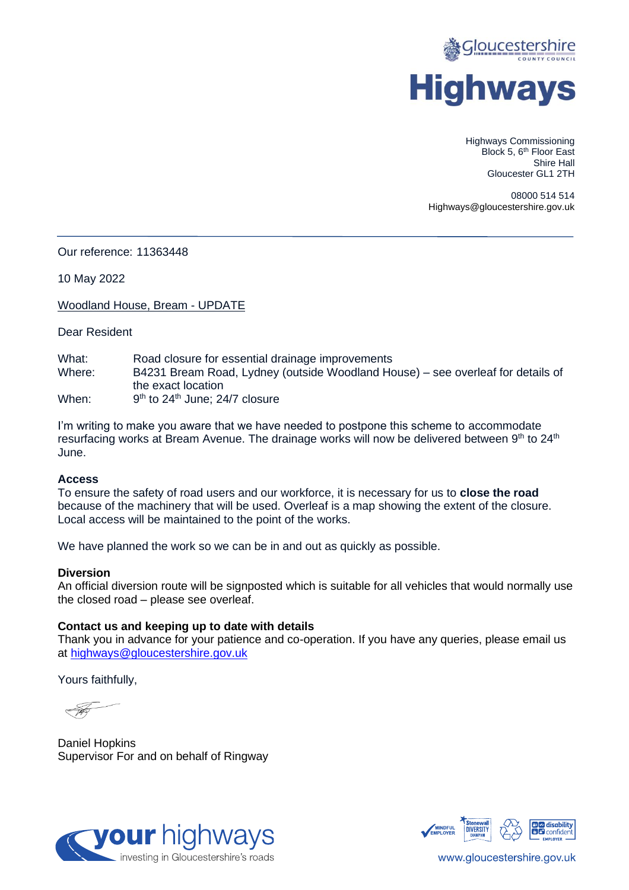Gloucestershire County Council

# Highways

Highways Commissioning
Block 5, 6th Floor East
Shire Hall
Gloucester GL1 2TH

08000 514 514
Highways@gloucestershire.gov.uk

---

Our reference: 11363448

10 May 2022

Woodland House, Bream - UPDATE

Dear Resident

| | |
|---|---|
| What: | Road closure for essential drainage improvements |
| Where: | B4231 Bream Road, Lydney (outside Woodland House) – see overleaf for details of the exact location |
| When: | 9th to 24th June; 24/7 closure |

I'm writing to make you aware that we have needed to postpone this scheme to accommodate resurfacing works at Bream Avenue. The drainage works will now be delivered between 9th to 24th June.

**Access**
To ensure the safety of road users and our workforce, it is necessary for us to **close the road** because of the machinery that will be used. Overleaf is a map showing the extent of the closure. Local access will be maintained to the point of the works.

We have planned the work so we can be in and out as quickly as possible.

**Diversion**
An official diversion route will be signposted which is suitable for all vehicles that would normally use the closed road – please see overleaf.

**Contact us and keeping up to date with details**
Thank you in advance for your patience and co-operation. If you have any queries, please email us at highways@gloucestershire.gov.uk

Yours faithfully,

Daniel Hopkins
Supervisor For and on behalf of Ringway

your highways – investing in Gloucestershire's roads

www.gloucestershire.gov.uk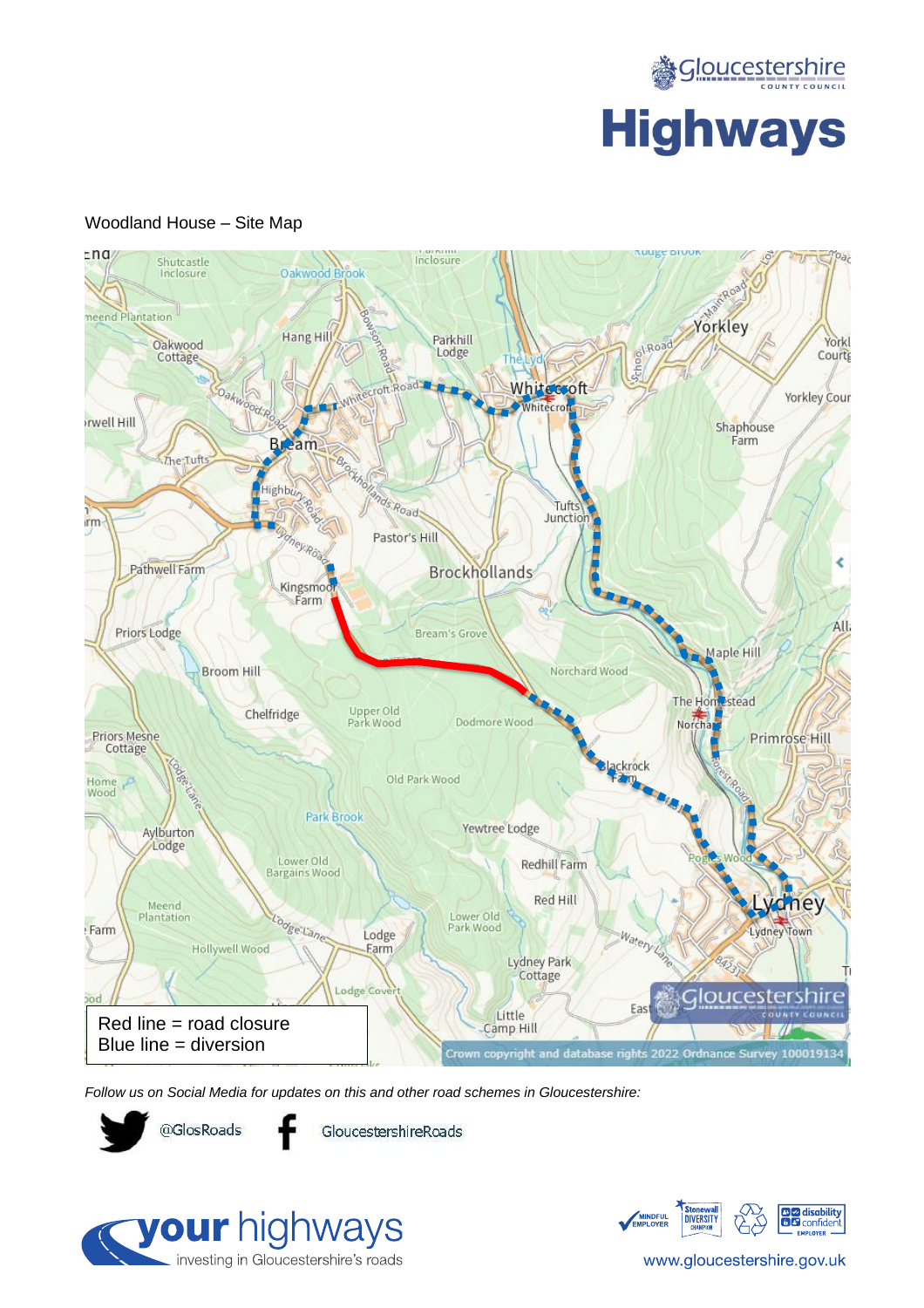Woodland House – Site Map

Red line = road closure
Blue line = diversion

Crown copyright and database rights 2022 Ordnance Survey 100019134

*Follow us on Social Media for updates on this and other road schemes in Gloucestershire:*

@GlosRoads

GloucestershireRoads

your highways
investing in Gloucestershire's roads

www.gloucestershire.gov.uk